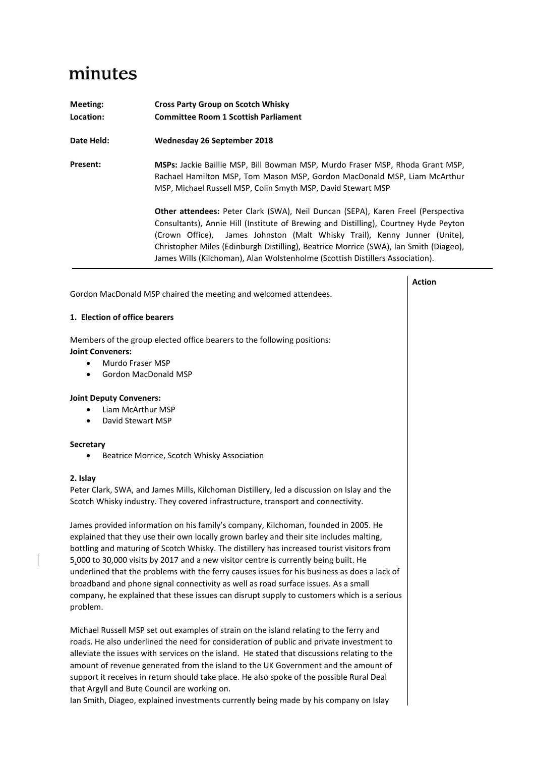# minutes

| | |
|---|---|
| **Meeting:** | **Cross Party Group on Scotch Whisky** |
| **Location:** | **Committee Room 1 Scottish Parliament** |
| **Date Held:** | **Wednesday 26 September 2018** |
| **Present:** | **MSPs:** Jackie Baillie MSP, Bill Bowman MSP, Murdo Fraser MSP, Rhoda Grant MSP, Rachael Hamilton MSP, Tom Mason MSP, Gordon MacDonald MSP, Liam McArthur MSP, Michael Russell MSP, Colin Smyth MSP, David Stewart MSP<br><br>**Other attendees:** Peter Clark (SWA), Neil Duncan (SEPA), Karen Freel (Perspectiva Consultants), Annie Hill (Institute of Brewing and Distilling), Courtney Hyde Peyton (Crown Office), James Johnston (Malt Whisky Trail), Kenny Junner (Unite), Christopher Miles (Edinburgh Distilling), Beatrice Morrice (SWA), Ian Smith (Diageo), James Wills (Kilchoman), Alan Wolstenholme (Scottish Distillers Association). |

**Action**

Gordon MacDonald MSP chaired the meeting and welcomed attendees.

**1. Election of office bearers**

Members of the group elected office bearers to the following positions:

**Joint Conveners:**

- Murdo Fraser MSP
- Gordon MacDonald MSP

**Joint Deputy Conveners:**

- Liam McArthur MSP
- David Stewart MSP

**Secretary**

- Beatrice Morrice, Scotch Whisky Association

**2. Islay**

Peter Clark, SWA, and James Mills, Kilchoman Distillery, led a discussion on Islay and the Scotch Whisky industry. They covered infrastructure, transport and connectivity.

James provided information on his family's company, Kilchoman, founded in 2005. He explained that they use their own locally grown barley and their site includes malting, bottling and maturing of Scotch Whisky. The distillery has increased tourist visitors from 5,000 to 30,000 visits by 2017 and a new visitor centre is currently being built. He underlined that the problems with the ferry causes issues for his business as does a lack of broadband and phone signal connectivity as well as road surface issues. As a small company, he explained that these issues can disrupt supply to customers which is a serious problem.

Michael Russell MSP set out examples of strain on the island relating to the ferry and roads. He also underlined the need for consideration of public and private investment to alleviate the issues with services on the island. He stated that discussions relating to the amount of revenue generated from the island to the UK Government and the amount of support it receives in return should take place. He also spoke of the possible Rural Deal that Argyll and Bute Council are working on.

Ian Smith, Diageo, explained investments currently being made by his company on Islay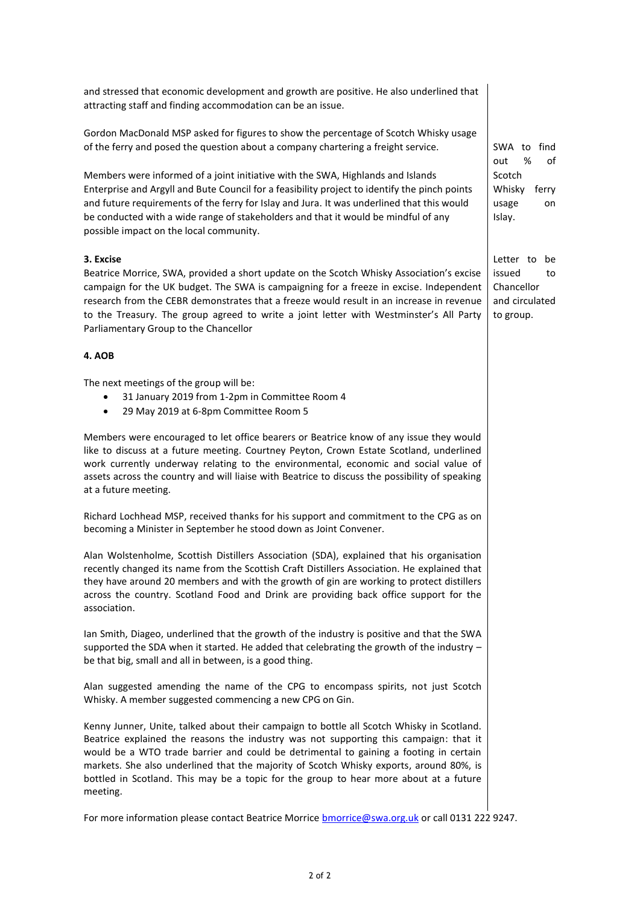and stressed that economic development and growth are positive. He also underlined that attracting staff and finding accommodation can be an issue.

Gordon MacDonald MSP asked for figures to show the percentage of Scotch Whisky usage of the ferry and posed the question about a company chartering a freight service.

*SWA to find out % of Scotch Whisky ferry usage on Islay.*

Members were informed of a joint initiative with the SWA, Highlands and Islands Enterprise and Argyll and Bute Council for a feasibility project to identify the pinch points and future requirements of the ferry for Islay and Jura. It was underlined that this would be conducted with a wide range of stakeholders and that it would be mindful of any possible impact on the local community.

**3. Excise**

Beatrice Morrice, SWA, provided a short update on the Scotch Whisky Association's excise campaign for the UK budget. The SWA is campaigning for a freeze in excise. Independent research from the CEBR demonstrates that a freeze would result in an increase in revenue to the Treasury. The group agreed to write a joint letter with Westminster's All Party Parliamentary Group to the Chancellor

*Letter to be issued to Chancellor and circulated to group.*

**4. AOB**

The next meetings of the group will be:

- 31 January 2019 from 1-2pm in Committee Room 4
- 29 May 2019 at 6-8pm Committee Room 5

Members were encouraged to let office bearers or Beatrice know of any issue they would like to discuss at a future meeting. Courtney Peyton, Crown Estate Scotland, underlined work currently underway relating to the environmental, economic and social value of assets across the country and will liaise with Beatrice to discuss the possibility of speaking at a future meeting.

Richard Lochhead MSP, received thanks for his support and commitment to the CPG as on becoming a Minister in September he stood down as Joint Convener.

Alan Wolstenholme, Scottish Distillers Association (SDA), explained that his organisation recently changed its name from the Scottish Craft Distillers Association. He explained that they have around 20 members and with the growth of gin are working to protect distillers across the country. Scotland Food and Drink are providing back office support for the association.

Ian Smith, Diageo, underlined that the growth of the industry is positive and that the SWA supported the SDA when it started. He added that celebrating the growth of the industry – be that big, small and all in between, is a good thing.

Alan suggested amending the name of the CPG to encompass spirits, not just Scotch Whisky. A member suggested commencing a new CPG on Gin.

Kenny Junner, Unite, talked about their campaign to bottle all Scotch Whisky in Scotland. Beatrice explained the reasons the industry was not supporting this campaign: that it would be a WTO trade barrier and could be detrimental to gaining a footing in certain markets. She also underlined that the majority of Scotch Whisky exports, around 80%, is bottled in Scotland. This may be a topic for the group to hear more about at a future meeting.

For more information please contact Beatrice Morrice [bmorrice@swa.org.uk](mailto:bmorrice@swa.org.uk) or call 0131 222 9247.